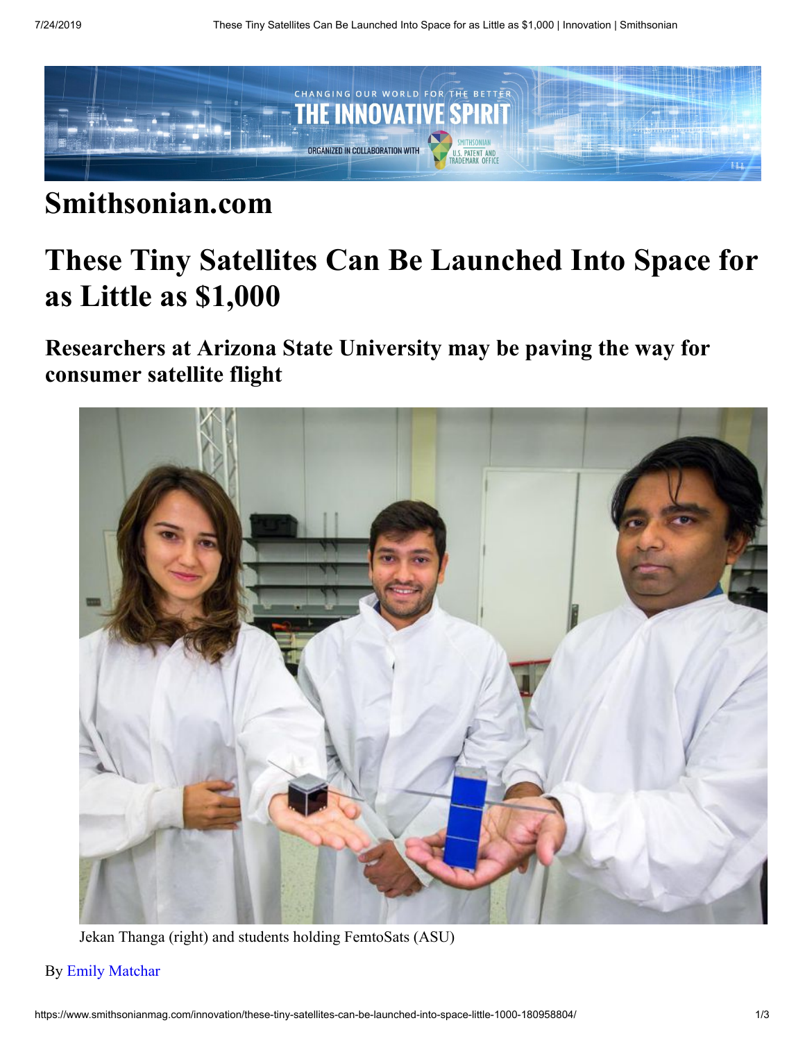# Smithsonian.com

# These Tiny Satellites Can Be Launched Into Space for as Little as $1,000

## Researchers at Arizona State University may be paving the way for consumer satellite flight

Jekan Thanga (right) and students holding FemtoSats (ASU)

By Emily Matchar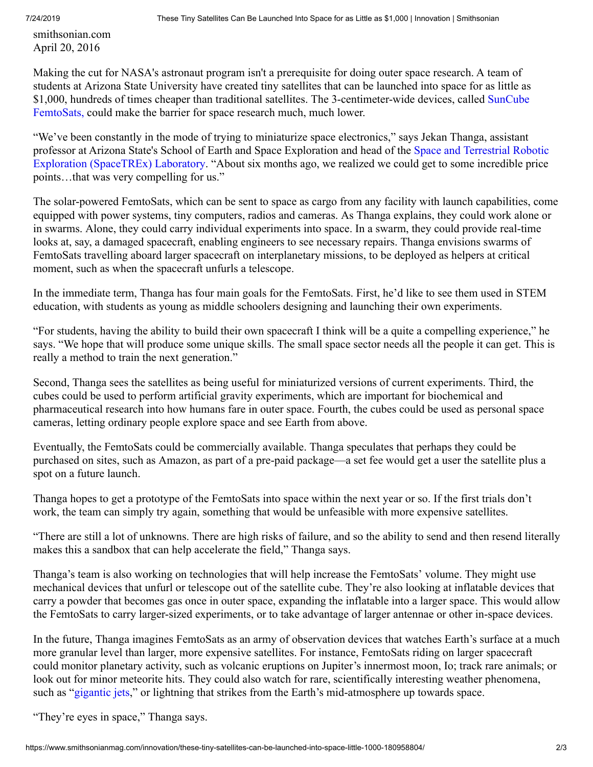smithsonian.com
April 20, 2016

Making the cut for NASA's astronaut program isn't a prerequisite for doing outer space research. A team of students at Arizona State University have created tiny satellites that can be launched into space for as little as $1,000, hundreds of times cheaper than traditional satellites. The 3-centimeter-wide devices, called SunCube FemtoSats, could make the barrier for space research much, much lower.

"We've been constantly in the mode of trying to miniaturize space electronics," says Jekan Thanga, assistant professor at Arizona State's School of Earth and Space Exploration and head of the Space and Terrestrial Robotic Exploration (SpaceTREx) Laboratory. "About six months ago, we realized we could get to some incredible price points…that was very compelling for us."

The solar-powered FemtoSats, which can be sent to space as cargo from any facility with launch capabilities, come equipped with power systems, tiny computers, radios and cameras. As Thanga explains, they could work alone or in swarms. Alone, they could carry individual experiments into space. In a swarm, they could provide real-time looks at, say, a damaged spacecraft, enabling engineers to see necessary repairs. Thanga envisions swarms of FemtoSats travelling aboard larger spacecraft on interplanetary missions, to be deployed as helpers at critical moment, such as when the spacecraft unfurls a telescope.

In the immediate term, Thanga has four main goals for the FemtoSats. First, he'd like to see them used in STEM education, with students as young as middle schoolers designing and launching their own experiments.

"For students, having the ability to build their own spacecraft I think will be a quite a compelling experience," he says. "We hope that will produce some unique skills. The small space sector needs all the people it can get. This is really a method to train the next generation."

Second, Thanga sees the satellites as being useful for miniaturized versions of current experiments. Third, the cubes could be used to perform artificial gravity experiments, which are important for biochemical and pharmaceutical research into how humans fare in outer space. Fourth, the cubes could be used as personal space cameras, letting ordinary people explore space and see Earth from above.

Eventually, the FemtoSats could be commercially available. Thanga speculates that perhaps they could be purchased on sites, such as Amazon, as part of a pre-paid package—a set fee would get a user the satellite plus a spot on a future launch.

Thanga hopes to get a prototype of the FemtoSats into space within the next year or so. If the first trials don't work, the team can simply try again, something that would be unfeasible with more expensive satellites.

"There are still a lot of unknowns. There are high risks of failure, and so the ability to send and then resend literally makes this a sandbox that can help accelerate the field," Thanga says.

Thanga's team is also working on technologies that will help increase the FemtoSats' volume. They might use mechanical devices that unfurl or telescope out of the satellite cube. They're also looking at inflatable devices that carry a powder that becomes gas once in outer space, expanding the inflatable into a larger space. This would allow the FemtoSats to carry larger-sized experiments, or to take advantage of larger antennae or other in-space devices.

In the future, Thanga imagines FemtoSats as an army of observation devices that watches Earth's surface at a much more granular level than larger, more expensive satellites. For instance, FemtoSats riding on larger spacecraft could monitor planetary activity, such as volcanic eruptions on Jupiter's innermost moon, Io; track rare animals; or look out for minor meteorite hits. They could also watch for rare, scientifically interesting weather phenomena, such as "gigantic jets," or lightning that strikes from the Earth's mid-atmosphere up towards space.

"They're eyes in space," Thanga says.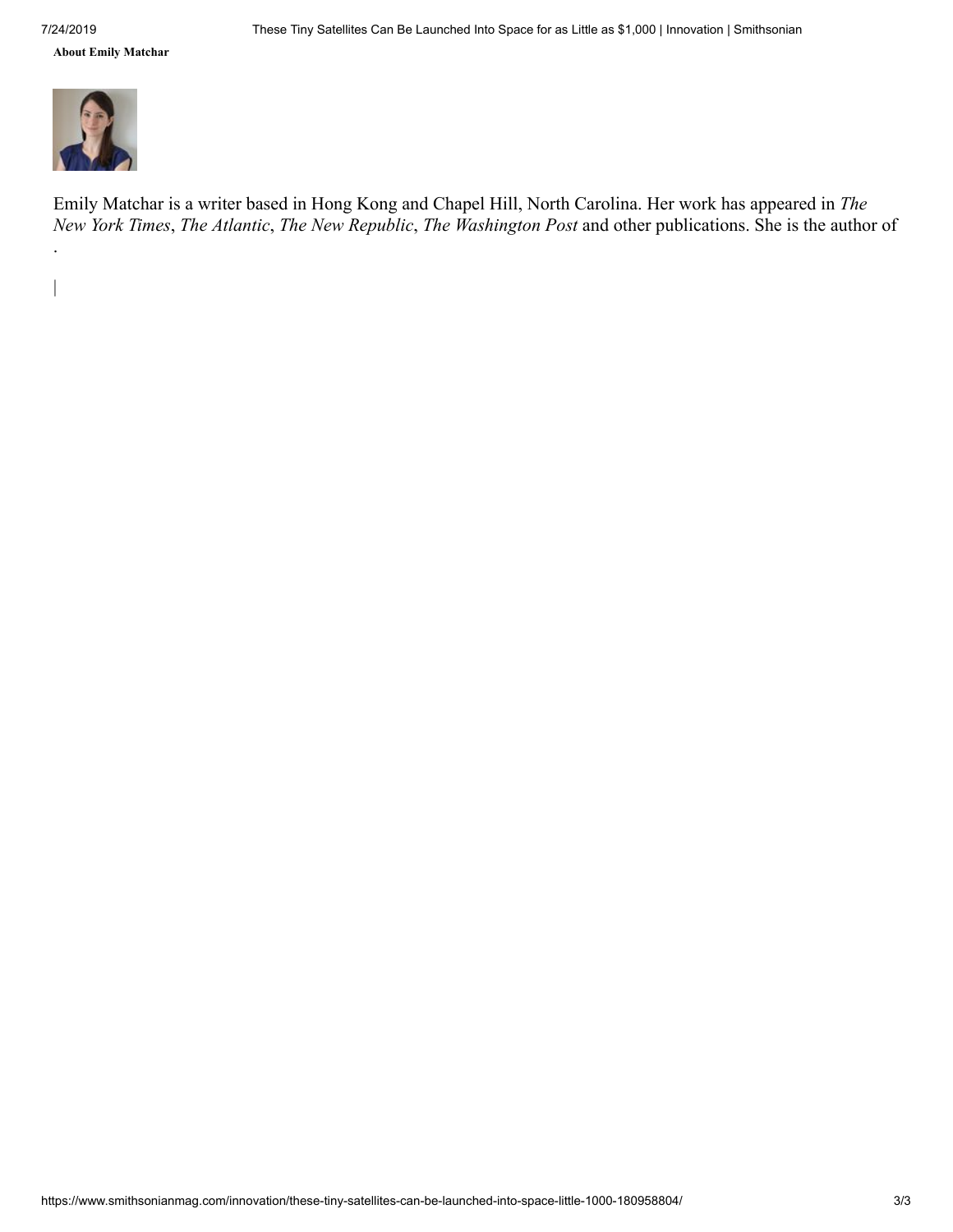**About Emily Matchar**

Emily Matchar is a writer based in Hong Kong and Chapel Hill, North Carolina. Her work has appeared in *The New York Times*, *The Atlantic*, *The New Republic*, *The Washington Post* and other publications. She is the author of .

|